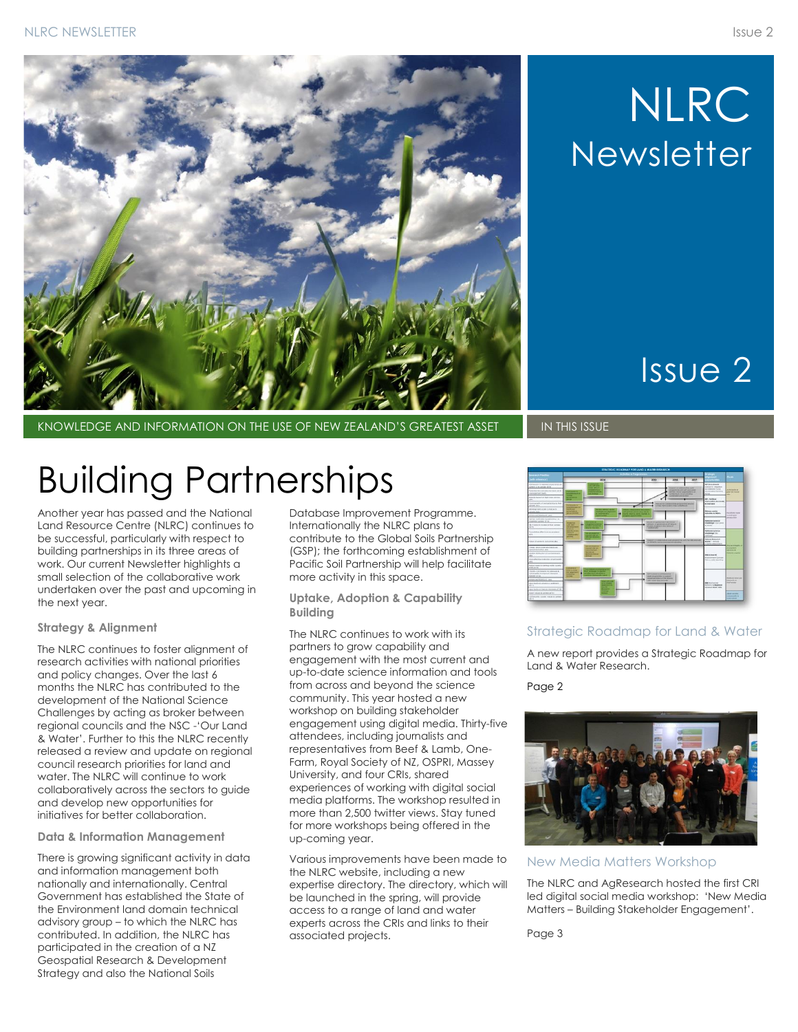# NLRC Newsletter

Issue 2

KNOWLEDGE AND INFORMATION ON THE USE OF NEW ZEALAND'S GREATEST ASSET

# Building Partnerships

Another year has passed and the National Land Resource Centre (NLRC) continues to be successful, particularly with respect to building partnerships in its three areas of work. Our current Newsletter highlights a small selection of the collaborative work undertaken over the past and upcoming in the next year.

### Strategy & Alignment

The NLRC continues to foster alignment of research activities with national priorities and policy changes. Over the last 6 months the NLRC has contributed to the development of the National Science Challenges by acting as broker between regional councils and the NSC -'Our Land & Water'. Further to this the NLRC recently released a review and update on regional council research priorities for land and water. The NLRC will continue to work collaboratively across the sectors to guide and develop new opportunities for initiatives for better collaboration.

### Data & Information Management

There is growing significant activity in data and information management both nationally and internationally. Central Government has established the State of the Environment land domain technical advisory group – to which the NLRC has contributed. In addition, the NLRC has participated in the creation of a NZ Geospatial Research & Development Strategy and also the National Soils Database Improvement Programme. Internationally the NLRC plans to contribute to the Global Soils Partnership (GSP); the forthcoming establishment of Pacific Soil Partnership will help facilitate more activity in this space.

### Uptake, Adoption & Capability Building

The NLRC continues to work with its partners to grow capability and engagement with the most current and up-to-date science information and tools from across and beyond the science community. This year hosted a new workshop on building stakeholder engagement using digital media. Thirty-five attendees, including journalists and representatives from Beef & Lamb, One-Farm, Royal Society of NZ, OSPRI, Massey University, and four CRIs, shared experiences of working with digital social media platforms. The workshop resulted in more than 2,500 twitter views. Stay tuned for more workshops being offered in the up-coming year.

Various improvements have been made to the NLRC website, including a new expertise directory. The directory, which will be launched in the spring, will provide access to a range of land and water experts across the CRIs and links to their associated projects.

## IN THIS ISSUE

### Strategic Roadmap for Land & Water

A new report provides a Strategic Roadmap for Land & Water Research.

Page 2

### New Media Matters Workshop

The NLRC and AgResearch hosted the first CRI led digital social media workshop: 'New Media Matters – Building Stakeholder Engagement'.

Page 3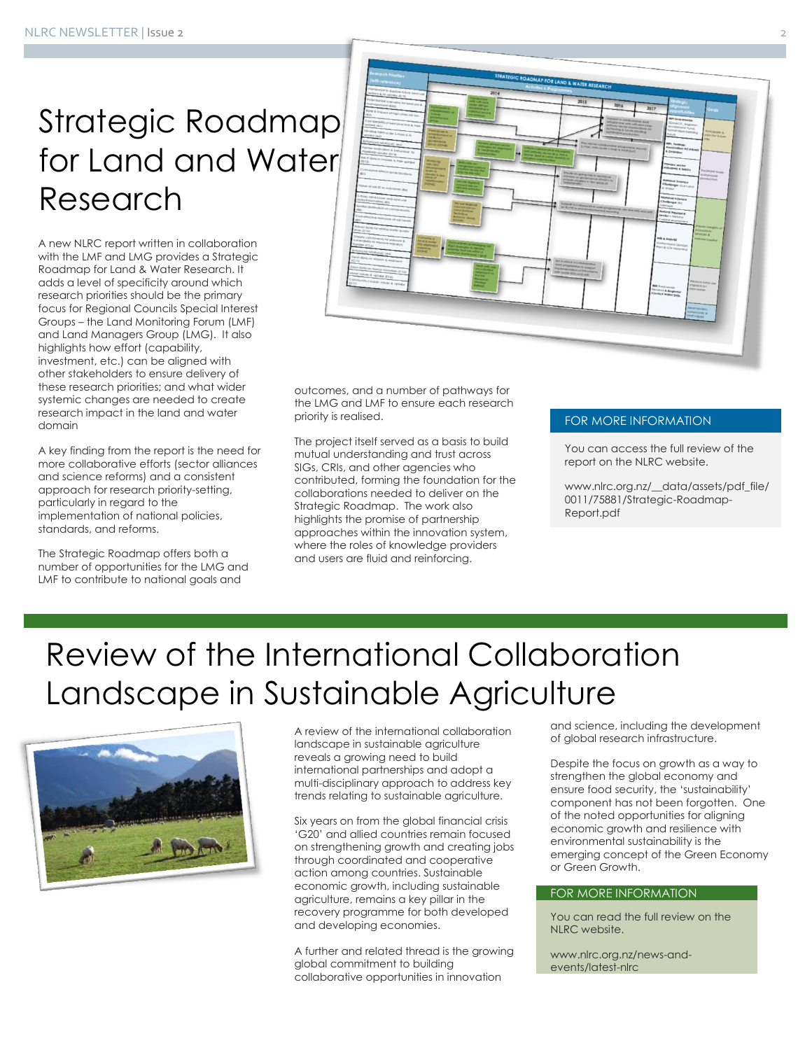# Strategic Roadmap for Land and Water Research

A new NLRC report written in collaboration with the LMF and LMG provides a Strategic Roadmap for Land & Water Research. It adds a level of specificity around which research priorities should be the primary focus for Regional Councils Special Interest Groups – the Land Monitoring Forum (LMF) and Land Managers Group (LMG). It also highlights how effort (capability, investment, etc.) can be aligned with other stakeholders to ensure delivery of these research priorities; and what wider systemic changes are needed to create research impact in the land and water domain

A key finding from the report is the need for more collaborative efforts (sector alliances and science reforms) and a consistent approach for research priority-setting, particularly in regard to the implementation of national policies, standards, and reforms.

The Strategic Roadmap offers both a number of opportunities for the LMG and LMF to contribute to national goals and outcomes, and a number of pathways for the LMG and LMF to ensure each research priority is realised.

The project itself served as a basis to build mutual understanding and trust across SIGs, CRIs, and other agencies who contributed, forming the foundation for the collaborations needed to deliver on the Strategic Roadmap. The work also highlights the promise of partnership approaches within the innovation system, where the roles of knowledge providers and users are fluid and reinforcing.

**FOR MORE INFORMATION**

You can access the full review of the report on the NLRC website.

www.nlrc.org.nz/__data/assets/pdf_file/0011/75881/Strategic-Roadmap-Report.pdf

# Review of the International Collaboration Landscape in Sustainable Agriculture

A review of the international collaboration landscape in sustainable agriculture reveals a growing need to build international partnerships and adopt a multi-disciplinary approach to address key trends relating to sustainable agriculture.

Six years on from the global financial crisis 'G20' and allied countries remain focused on strengthening growth and creating jobs through coordinated and cooperative action among countries. Sustainable economic growth, including sustainable agriculture, remains a key pillar in the recovery programme for both developed and developing economies.

A further and related thread is the growing global commitment to building collaborative opportunities in innovation and science, including the development of global research infrastructure.

Despite the focus on growth as a way to strengthen the global economy and ensure food security, the 'sustainability' component has not been forgotten. One of the noted opportunities for aligning economic growth and resilience with environmental sustainability is the emerging concept of the Green Economy or Green Growth.

**FOR MORE INFORMATION**

You can read the full review on the NLRC website.

www.nlrc.org.nz/news-and-events/latest-nlrc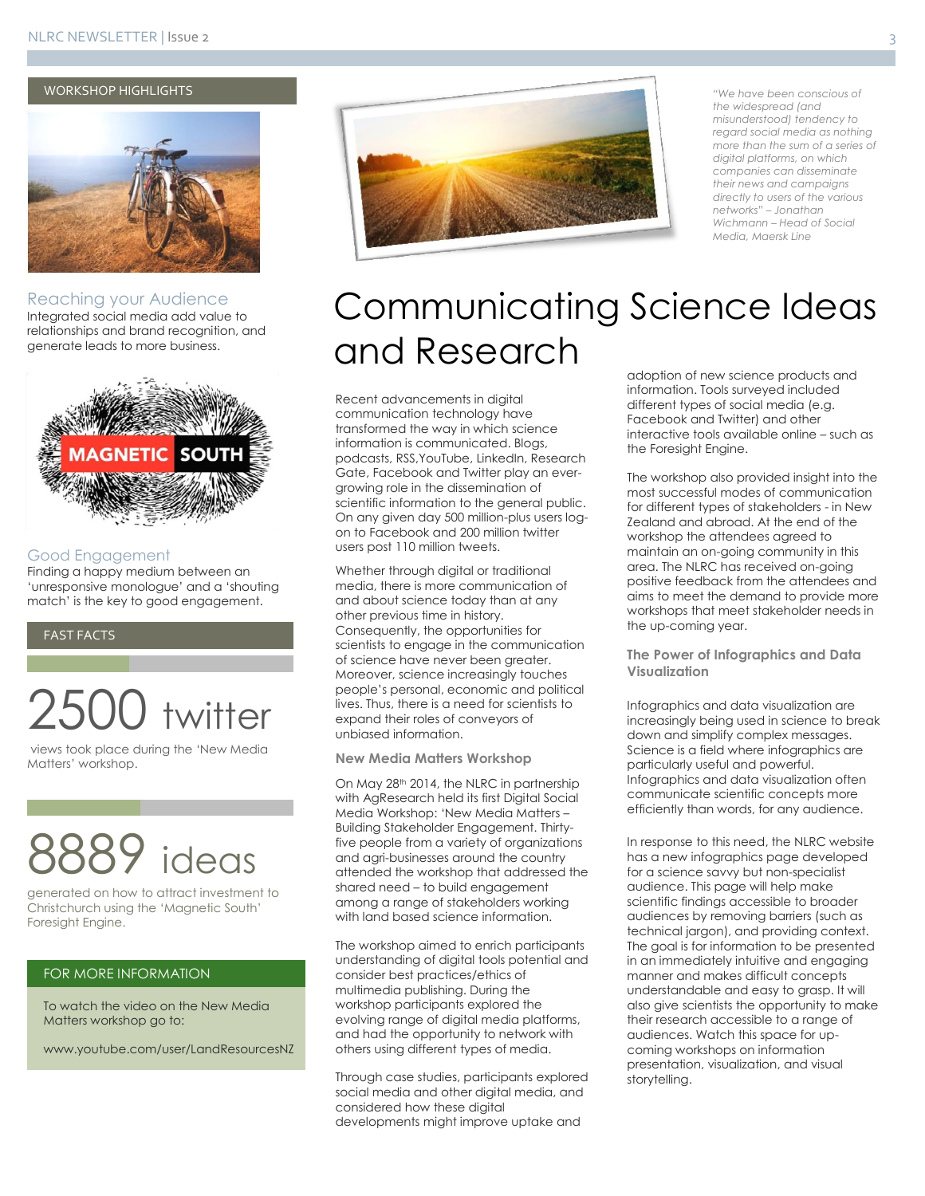## WORKSHOP HIGHLIGHTS

### Reaching your Audience

Integrated social media add value to relationships and brand recognition, and generate leads to more business.

### Good Engagement

Finding a happy medium between an 'unresponsive monologue' and a 'shouting match' is the key to good engagement.

## FAST FACTS

**2500 twitter**

views took place during the 'New Media Matters' workshop.

**8889 ideas**

generated on how to attract investment to Christchurch using the 'Magnetic South' Foresight Engine.

## FOR MORE INFORMATION

To watch the video on the New Media Matters workshop go to:

www.youtube.com/user/LandResourcesNZ

*"We have been conscious of the widespread (and misunderstood) tendency to regard social media as nothing more than the sum of a series of digital platforms, on which companies can disseminate their news and campaigns directly to users of the various networks" – Jonathan Wichmann – Head of Social Media, Maersk Line*

# Communicating Science Ideas and Research

Recent advancements in digital communication technology have transformed the way in which science information is communicated. Blogs, podcasts, RSS,YouTube, LinkedIn, Research Gate, Facebook and Twitter play an ever-growing role in the dissemination of scientific information to the general public. On any given day 500 million-plus users log-on to Facebook and 200 million twitter users post 110 million tweets.

Whether through digital or traditional media, there is more communication of and about science today than at any other previous time in history. Consequently, the opportunities for scientists to engage in the communication of science have never been greater. Moreover, science increasingly touches people's personal, economic and political lives. Thus, there is a need for scientists to expand their roles of conveyors of unbiased information.

### New Media Matters Workshop

On May 28th 2014, the NLRC in partnership with AgResearch held its first Digital Social Media Workshop: 'New Media Matters – Building Stakeholder Engagement. Thirty-five people from a variety of organizations and agri-businesses around the country attended the workshop that addressed the shared need – to build engagement among a range of stakeholders working with land based science information.

The workshop aimed to enrich participants understanding of digital tools potential and consider best practices/ethics of multimedia publishing. During the workshop participants explored the evolving range of digital media platforms, and had the opportunity to network with others using different types of media.

Through case studies, participants explored social media and other digital media, and considered how these digital developments might improve uptake and adoption of new science products and information. Tools surveyed included different types of social media (e.g. Facebook and Twitter) and other interactive tools available online – such as the Foresight Engine.

The workshop also provided insight into the most successful modes of communication for different types of stakeholders - in New Zealand and abroad. At the end of the workshop the attendees agreed to maintain an on-going community in this area. The NLRC has received on-going positive feedback from the attendees and aims to meet the demand to provide more workshops that meet stakeholder needs in the up-coming year.

### The Power of Infographics and Data Visualization

Infographics and data visualization are increasingly being used in science to break down and simplify complex messages. Science is a field where infographics are particularly useful and powerful. Infographics and data visualization often communicate scientific concepts more efficiently than words, for any audience.

In response to this need, the NLRC website has a new infographics page developed for a science savvy but non-specialist audience. This page will help make scientific findings accessible to broader audiences by removing barriers (such as technical jargon), and providing context. The goal is for information to be presented in an immediately intuitive and engaging manner and makes difficult concepts understandable and easy to grasp. It will also give scientists the opportunity to make their research accessible to a range of audiences. Watch this space for up-coming workshops on information presentation, visualization, and visual storytelling.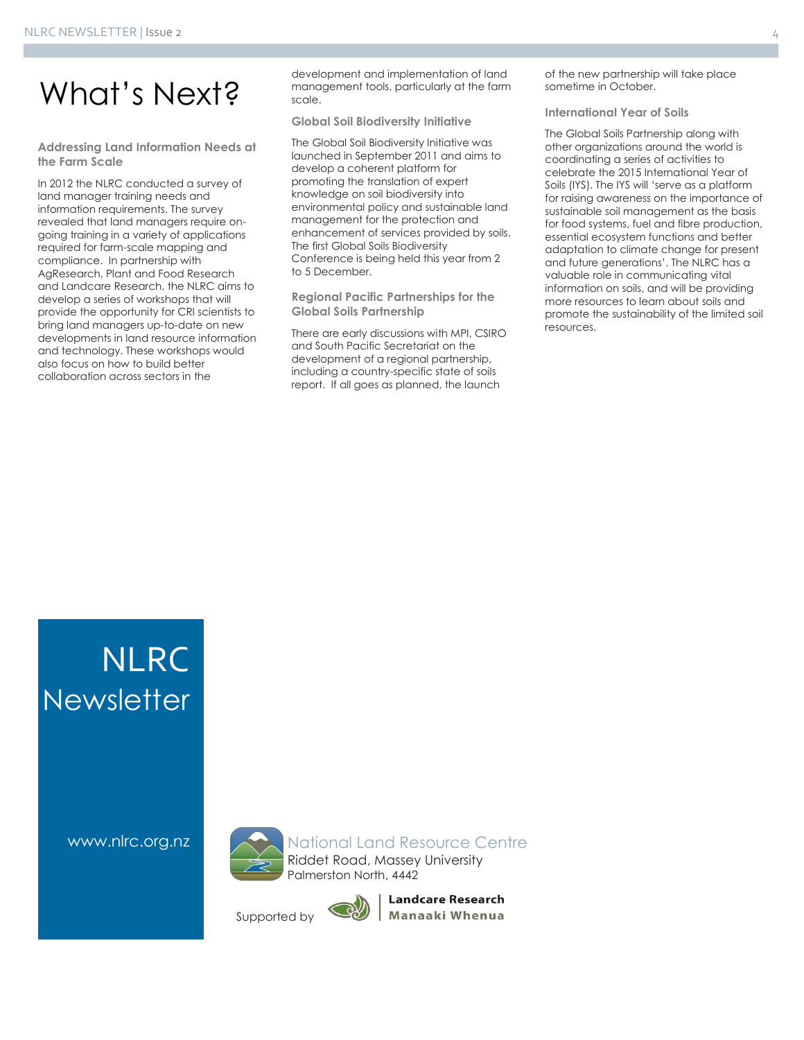# What's Next?

### Addressing Land Information Needs at the Farm Scale

In 2012 the NLRC conducted a survey of land manager training needs and information requirements. The survey revealed that land managers require on-going training in a variety of applications required for farm-scale mapping and compliance. In partnership with AgResearch, Plant and Food Research and Landcare Research, the NLRC aims to develop a series of workshops that will provide the opportunity for CRI scientists to bring land managers up-to-date on new developments in land resource information and technology. These workshops would also focus on how to build better collaboration across sectors in the development and implementation of land management tools, particularly at the farm scale.

### Global Soil Biodiversity Initiative

The Global Soil Biodiversity Initiative was launched in September 2011 and aims to develop a coherent platform for promoting the translation of expert knowledge on soil biodiversity into environmental policy and sustainable land management for the protection and enhancement of services provided by soils. The first Global Soils Biodiversity Conference is being held this year from 2 to 5 December.

### Regional Pacific Partnerships for the Global Soils Partnership

There are early discussions with MPI, CSIRO and South Pacific Secretariat on the development of a regional partnership, including a country-specific state of soils report. If all goes as planned, the launch of the new partnership will take place sometime in October.

### International Year of Soils

The Global Soils Partnership along with other organizations around the world is coordinating a series of activities to celebrate the 2015 International Year of Soils (IYS). The IYS will 'serve as a platform for raising awareness on the importance of sustainable soil management as the basis for food systems, fuel and fibre production, essential ecosystem functions and better adaptation to climate change for present and future generations'. The NLRC has a valuable role in communicating vital information on soils, and will be providing more resources to learn about soils and promote the sustainability of the limited soil resources.

NLRC Newsletter

www.nlrc.org.nz

National Land Resource Centre
Riddet Road, Massey University
Palmerston North, 4442

Supported by Landcare Research Manaaki Whenua